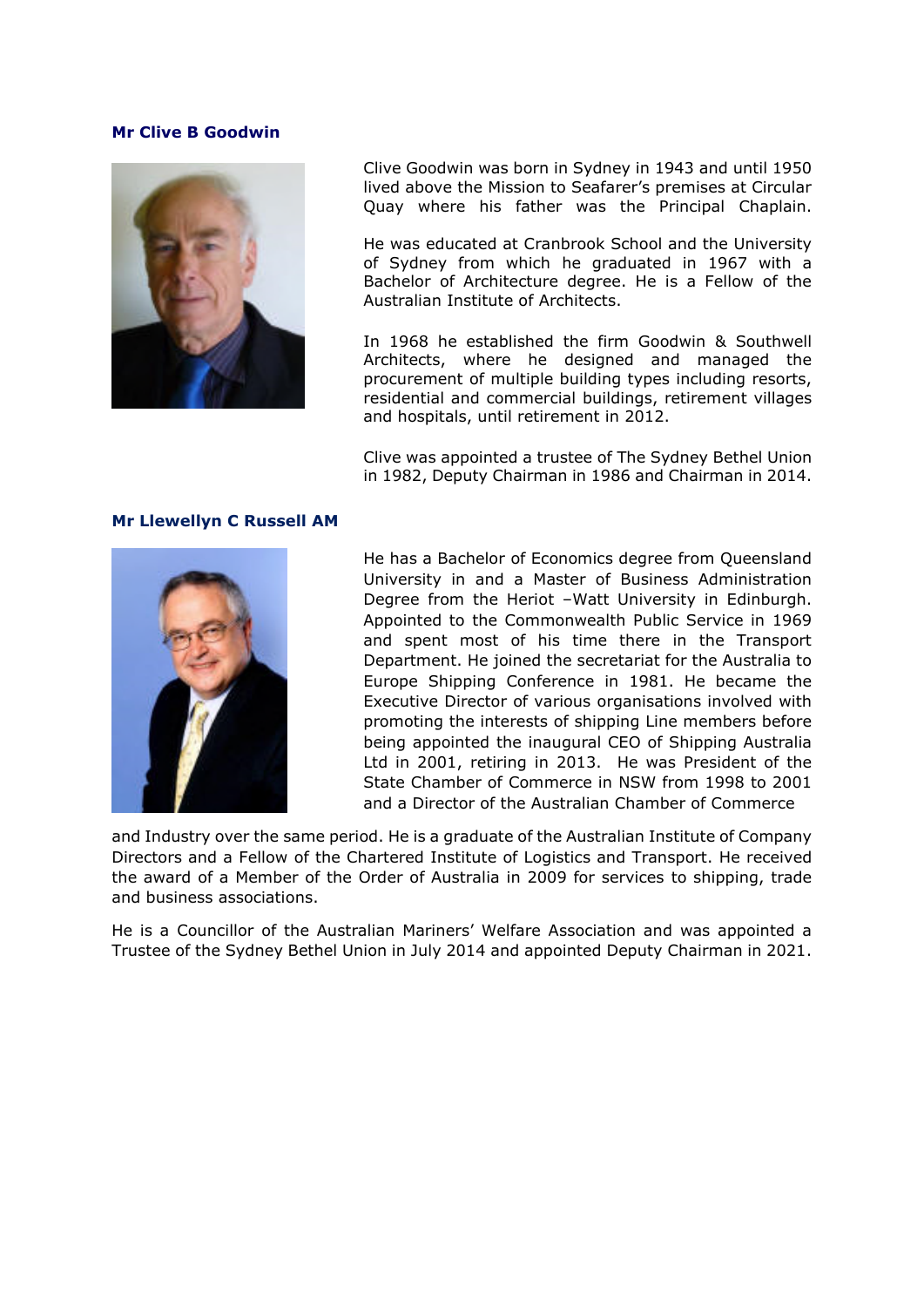**Mr Clive B Goodwin**

Clive Goodwin was born in Sydney in 1943 and until 1950 lived above the Mission to Seafarer's premises at Circular Quay where his father was the Principal Chaplain.

He was educated at Cranbrook School and the University of Sydney from which he graduated in 1967 with a Bachelor of Architecture degree. He is a Fellow of the Australian Institute of Architects.

In 1968 he established the firm Goodwin & Southwell Architects, where he designed and managed the procurement of multiple building types including resorts, residential and commercial buildings, retirement villages and hospitals, until retirement in 2012.

Clive was appointed a trustee of The Sydney Bethel Union in 1982, Deputy Chairman in 1986 and Chairman in 2014.

**Mr Llewellyn C Russell AM**

He has a Bachelor of Economics degree from Queensland University in and a Master of Business Administration Degree from the Heriot –Watt University in Edinburgh. Appointed to the Commonwealth Public Service in 1969 and spent most of his time there in the Transport Department. He joined the secretariat for the Australia to Europe Shipping Conference in 1981. He became the Executive Director of various organisations involved with promoting the interests of shipping Line members before being appointed the inaugural CEO of Shipping Australia Ltd in 2001, retiring in 2013. He was President of the State Chamber of Commerce in NSW from 1998 to 2001 and a Director of the Australian Chamber of Commerce and Industry over the same period. He is a graduate of the Australian Institute of Company Directors and a Fellow of the Chartered Institute of Logistics and Transport. He received the award of a Member of the Order of Australia in 2009 for services to shipping, trade and business associations.

He is a Councillor of the Australian Mariners' Welfare Association and was appointed a Trustee of the Sydney Bethel Union in July 2014 and appointed Deputy Chairman in 2021.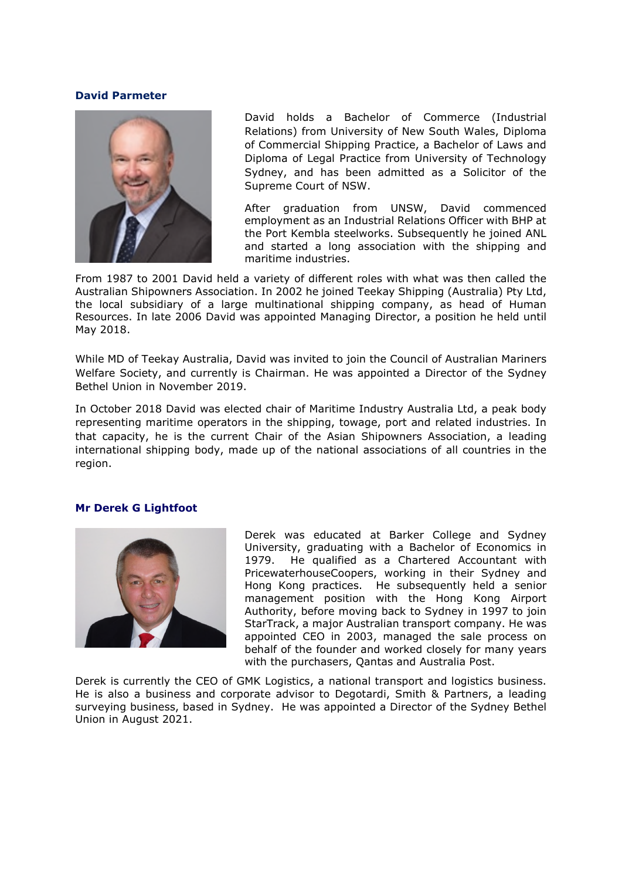### David Parmeter

David holds a Bachelor of Commerce (Industrial Relations) from University of New South Wales, Diploma of Commercial Shipping Practice, a Bachelor of Laws and Diploma of Legal Practice from University of Technology Sydney, and has been admitted as a Solicitor of the Supreme Court of NSW.

After graduation from UNSW, David commenced employment as an Industrial Relations Officer with BHP at the Port Kembla steelworks. Subsequently he joined ANL and started a long association with the shipping and maritime industries.

From 1987 to 2001 David held a variety of different roles with what was then called the Australian Shipowners Association. In 2002 he joined Teekay Shipping (Australia) Pty Ltd, the local subsidiary of a large multinational shipping company, as head of Human Resources. In late 2006 David was appointed Managing Director, a position he held until May 2018.

While MD of Teekay Australia, David was invited to join the Council of Australian Mariners Welfare Society, and currently is Chairman. He was appointed a Director of the Sydney Bethel Union in November 2019.

In October 2018 David was elected chair of Maritime Industry Australia Ltd, a peak body representing maritime operators in the shipping, towage, port and related industries. In that capacity, he is the current Chair of the Asian Shipowners Association, a leading international shipping body, made up of the national associations of all countries in the region.

### Mr Derek G Lightfoot

Derek was educated at Barker College and Sydney University, graduating with a Bachelor of Economics in 1979. He qualified as a Chartered Accountant with PricewaterhouseCoopers, working in their Sydney and Hong Kong practices. He subsequently held a senior management position with the Hong Kong Airport Authority, before moving back to Sydney in 1997 to join StarTrack, a major Australian transport company. He was appointed CEO in 2003, managed the sale process on behalf of the founder and worked closely for many years with the purchasers, Qantas and Australia Post.

Derek is currently the CEO of GMK Logistics, a national transport and logistics business. He is also a business and corporate advisor to Degotardi, Smith & Partners, a leading surveying business, based in Sydney. He was appointed a Director of the Sydney Bethel Union in August 2021.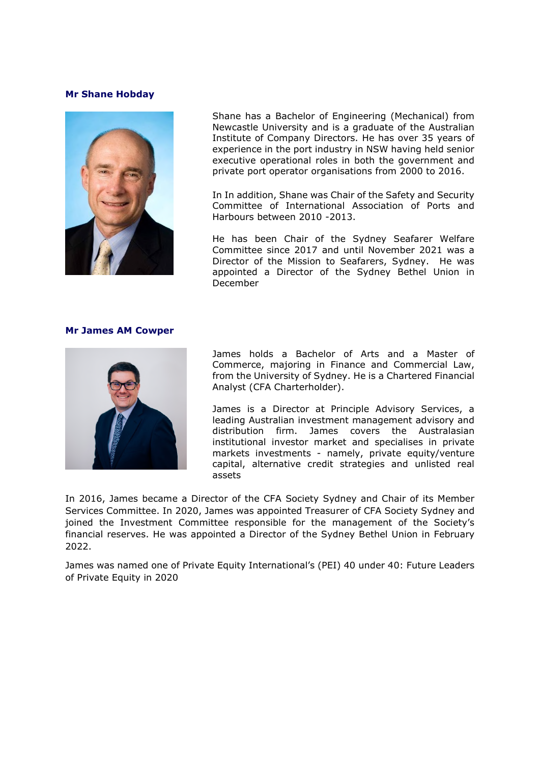**Mr Shane Hobday**

Shane has a Bachelor of Engineering (Mechanical) from Newcastle University and is a graduate of the Australian Institute of Company Directors. He has over 35 years of experience in the port industry in NSW having held senior executive operational roles in both the government and private port operator organisations from 2000 to 2016.

In In addition, Shane was Chair of the Safety and Security Committee of International Association of Ports and Harbours between 2010 -2013.

He has been Chair of the Sydney Seafarer Welfare Committee since 2017 and until November 2021 was a Director of the Mission to Seafarers, Sydney. He was appointed a Director of the Sydney Bethel Union in December

**Mr James AM Cowper**

James holds a Bachelor of Arts and a Master of Commerce, majoring in Finance and Commercial Law, from the University of Sydney. He is a Chartered Financial Analyst (CFA Charterholder).

James is a Director at Principle Advisory Services, a leading Australian investment management advisory and distribution firm. James covers the Australasian institutional investor market and specialises in private markets investments - namely, private equity/venture capital, alternative credit strategies and unlisted real assets

In 2016, James became a Director of the CFA Society Sydney and Chair of its Member Services Committee. In 2020, James was appointed Treasurer of CFA Society Sydney and joined the Investment Committee responsible for the management of the Society's financial reserves. He was appointed a Director of the Sydney Bethel Union in February 2022.

James was named one of Private Equity International's (PEI) 40 under 40: Future Leaders of Private Equity in 2020